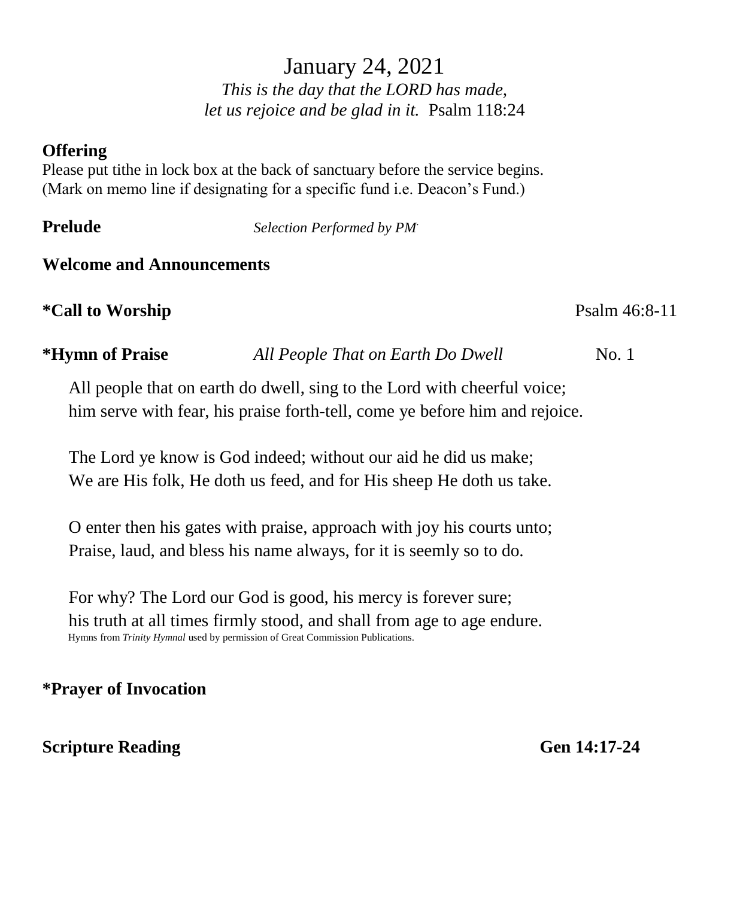# January 24, 2021

*This is the day that the LORD has made,*
*let us rejoice and be glad in it.* Psalm 118:24

**Offering**
Please put tithe in lock box at the back of sanctuary before the service begins.
(Mark on memo line if designating for a specific fund i.e. Deacon's Fund.)

**Prelude** *Selection Performed by PM*

**Welcome and Announcements**

***Call to Worship** Psalm 46:8-11

***Hymn of Praise** *All People That on Earth Do Dwell* No. 1

All people that on earth do dwell, sing to the Lord with cheerful voice;
him serve with fear, his praise forth-tell, come ye before him and rejoice.

The Lord ye know is God indeed; without our aid he did us make;
We are His folk, He doth us feed, and for His sheep He doth us take.

O enter then his gates with praise, approach with joy his courts unto;
Praise, laud, and bless his name always, for it is seemly so to do.

For why? The Lord our God is good, his mercy is forever sure;
his truth at all times firmly stood, and shall from age to age endure.

Hymns from *Trinity Hymnal* used by permission of Great Commission Publications.

***Prayer of Invocation**

**Scripture Reading** **Gen 14:17-24**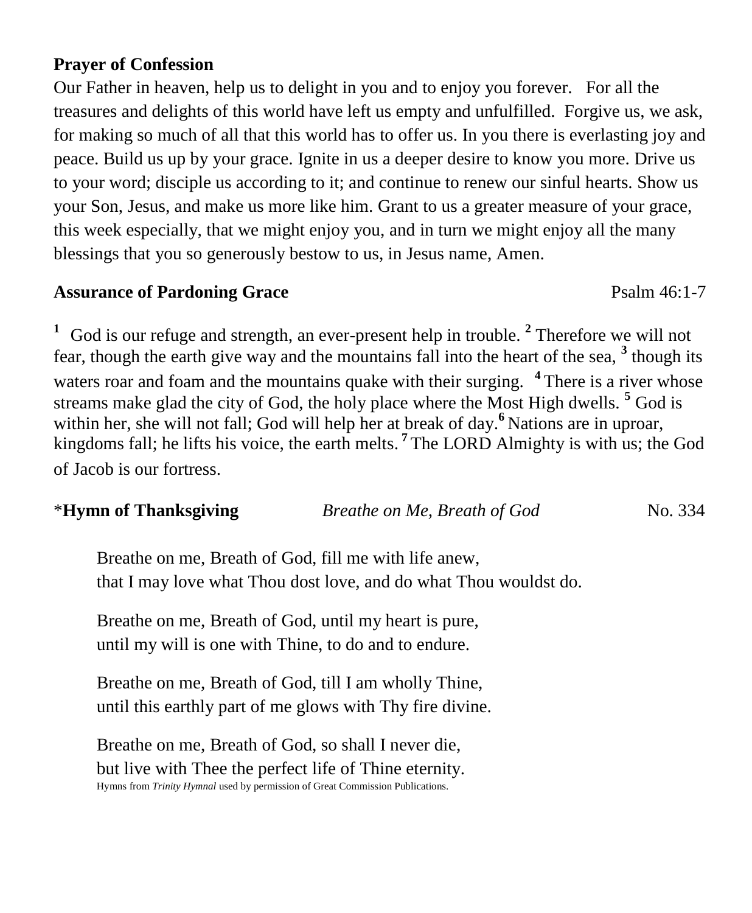**Prayer of Confession**

Our Father in heaven, help us to delight in you and to enjoy you forever. For all the treasures and delights of this world have left us empty and unfulfilled. Forgive us, we ask, for making so much of all that this world has to offer us. In you there is everlasting joy and peace. Build us up by your grace. Ignite in us a deeper desire to know you more. Drive us to your word; disciple us according to it; and continue to renew our sinful hearts. Show us your Son, Jesus, and make us more like him. Grant to us a greater measure of your grace, this week especially, that we might enjoy you, and in turn we might enjoy all the many blessings that you so generously bestow to us, in Jesus name, Amen.

**Assurance of Pardoning Grace** Psalm 46:1-7

[1] God is our refuge and strength, an ever-present help in trouble. [2] Therefore we will not fear, though the earth give way and the mountains fall into the heart of the sea, [3] though its waters roar and foam and the mountains quake with their surging. [4] There is a river whose streams make glad the city of God, the holy place where the Most High dwells. [5] God is within her, she will not fall; God will help her at break of day.[6] Nations are in uproar, kingdoms fall; he lifts his voice, the earth melts. [7] The LORD Almighty is with us; the God of Jacob is our fortress.

*__Hymn of Thanksgiving__ *Breathe on Me, Breath of God* No. 334

Breathe on me, Breath of God, fill me with life anew,
that I may love what Thou dost love, and do what Thou wouldst do.

Breathe on me, Breath of God, until my heart is pure,
until my will is one with Thine, to do and to endure.

Breathe on me, Breath of God, till I am wholly Thine,
until this earthly part of me glows with Thy fire divine.

Breathe on me, Breath of God, so shall I never die,
but live with Thee the perfect life of Thine eternity.

Hymns from *Trinity Hymnal* used by permission of Great Commission Publications.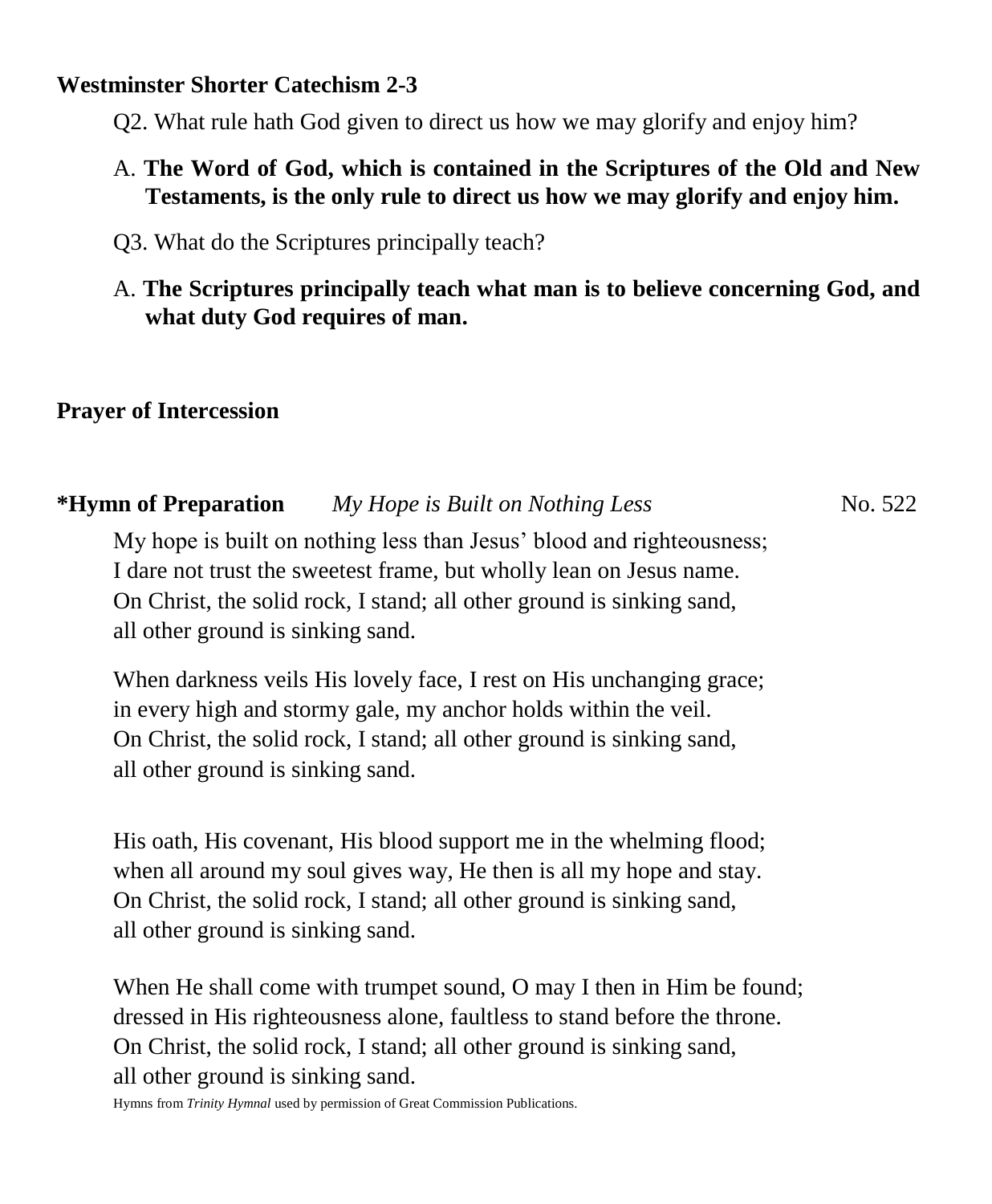**Westminster Shorter Catechism 2-3**

Q2. What rule hath God given to direct us how we may glorify and enjoy him?

A. **The Word of God, which is contained in the Scriptures of the Old and New Testaments, is the only rule to direct us how we may glorify and enjoy him.**

Q3. What do the Scriptures principally teach?

A. **The Scriptures principally teach what man is to believe concerning God, and what duty God requires of man.**

**Prayer of Intercession**

**\*Hymn of Preparation** *My Hope is Built on Nothing Less* No. 522

My hope is built on nothing less than Jesus' blood and righteousness;
I dare not trust the sweetest frame, but wholly lean on Jesus name.
On Christ, the solid rock, I stand; all other ground is sinking sand,
all other ground is sinking sand.

When darkness veils His lovely face, I rest on His unchanging grace;
in every high and stormy gale, my anchor holds within the veil.
On Christ, the solid rock, I stand; all other ground is sinking sand,
all other ground is sinking sand.

His oath, His covenant, His blood support me in the whelming flood;
when all around my soul gives way, He then is all my hope and stay.
On Christ, the solid rock, I stand; all other ground is sinking sand,
all other ground is sinking sand.

When He shall come with trumpet sound, O may I then in Him be found;
dressed in His righteousness alone, faultless to stand before the throne.
On Christ, the solid rock, I stand; all other ground is sinking sand,
all other ground is sinking sand.

Hymns from *Trinity Hymnal* used by permission of Great Commission Publications.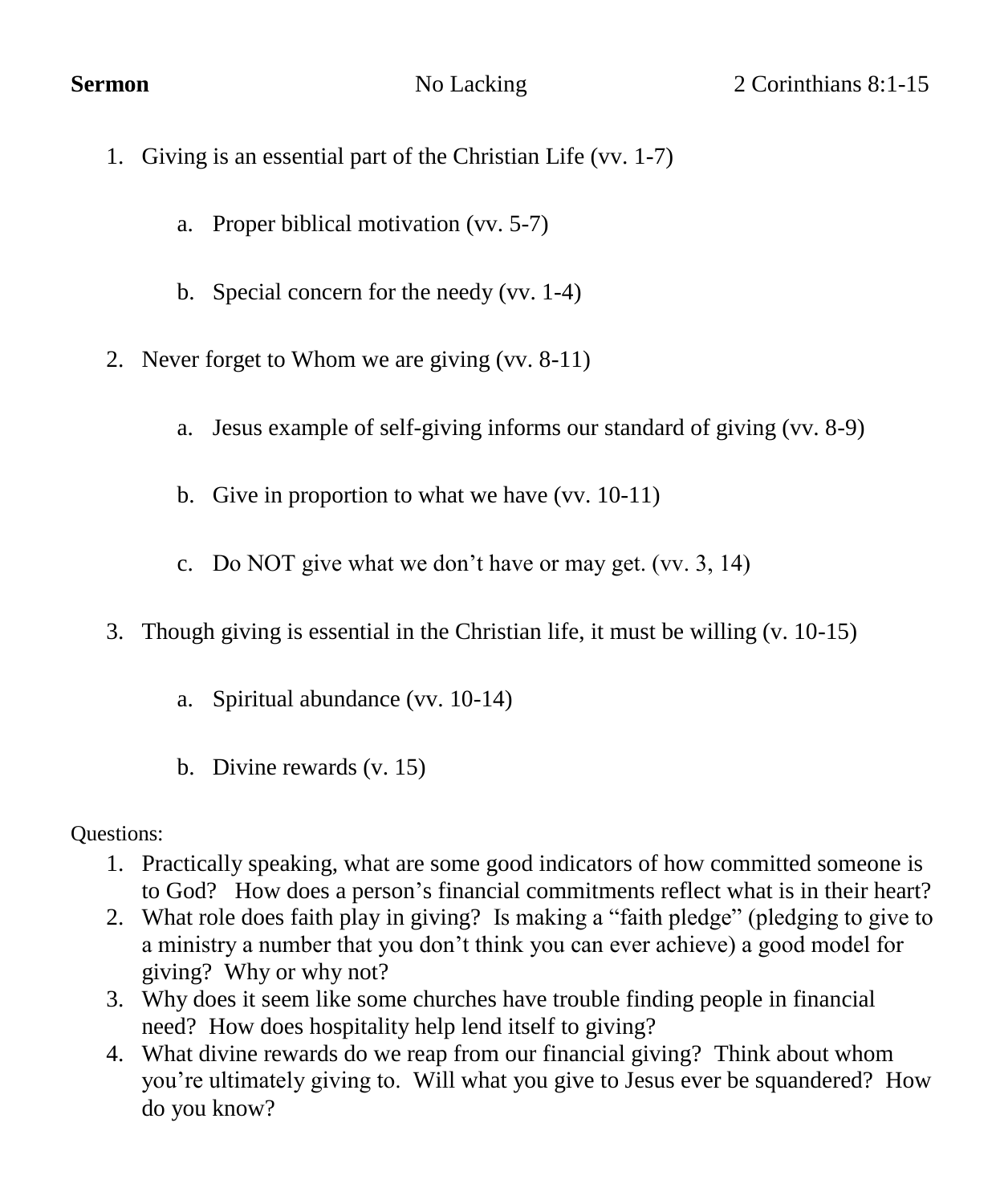**Sermon** No Lacking 2 Corinthians 8:1-15

1. Giving is an essential part of the Christian Life (vv. 1-7)

    a. Proper biblical motivation (vv. 5-7)

    b. Special concern for the needy (vv. 1-4)

2. Never forget to Whom we are giving (vv. 8-11)

    a. Jesus example of self-giving informs our standard of giving (vv. 8-9)

    b. Give in proportion to what we have (vv. 10-11)

    c. Do NOT give what we don't have or may get. (vv. 3, 14)

3. Though giving is essential in the Christian life, it must be willing (v. 10-15)

    a. Spiritual abundance (vv. 10-14)

    b. Divine rewards (v. 15)

Questions:

1. Practically speaking, what are some good indicators of how committed someone is to God? How does a person's financial commitments reflect what is in their heart?
2. What role does faith play in giving? Is making a "faith pledge" (pledging to give to a ministry a number that you don't think you can ever achieve) a good model for giving? Why or why not?
3. Why does it seem like some churches have trouble finding people in financial need? How does hospitality help lend itself to giving?
4. What divine rewards do we reap from our financial giving? Think about whom you're ultimately giving to. Will what you give to Jesus ever be squandered? How do you know?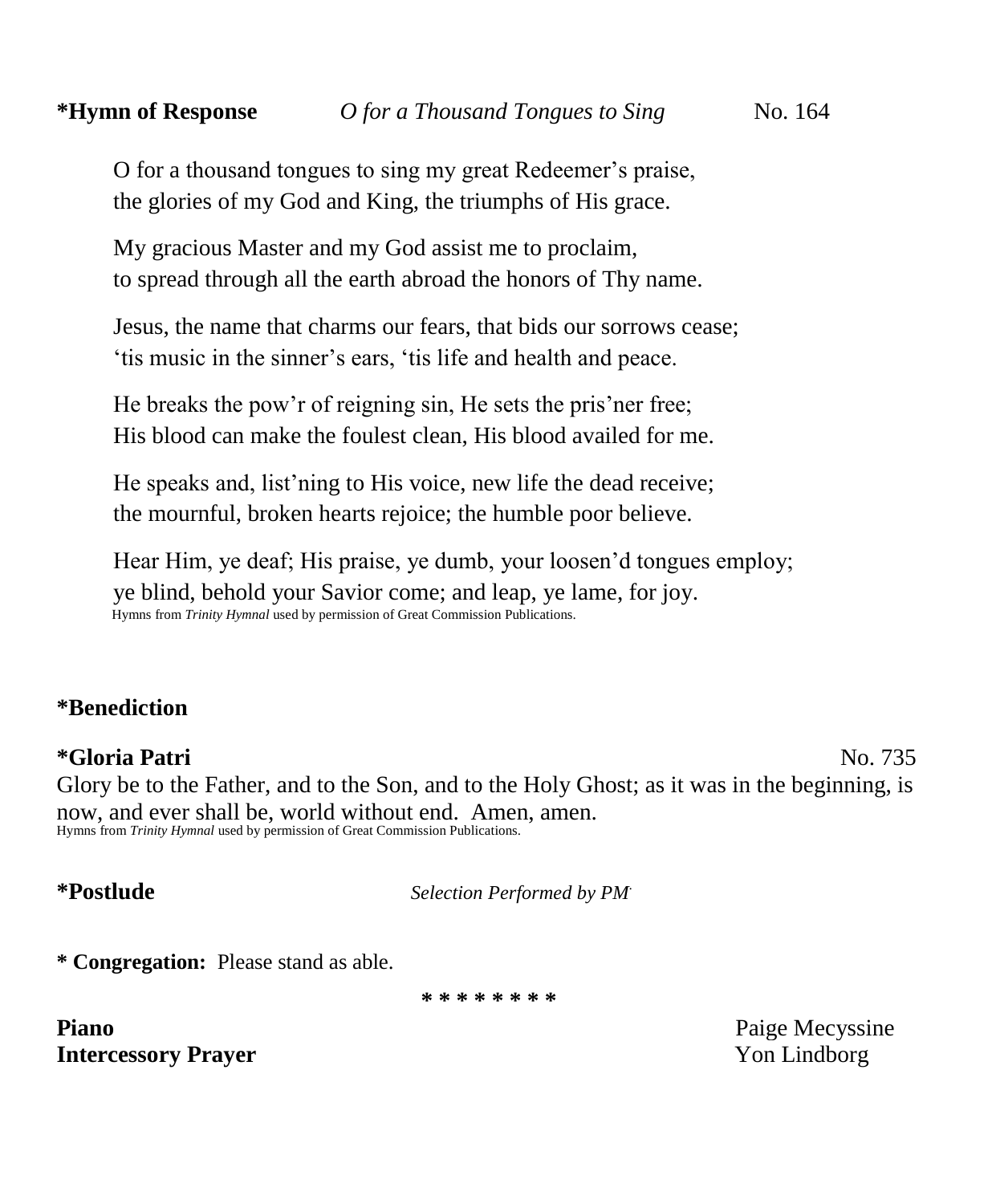**\*Hymn of Response** *O for a Thousand Tongues to Sing* No. 164

O for a thousand tongues to sing my great Redeemer's praise,
the glories of my God and King, the triumphs of His grace.

My gracious Master and my God assist me to proclaim,
to spread through all the earth abroad the honors of Thy name.

Jesus, the name that charms our fears, that bids our sorrows cease;
'tis music in the sinner's ears, 'tis life and health and peace.

He breaks the pow'r of reigning sin, He sets the pris'ner free;
His blood can make the foulest clean, His blood availed for me.

He speaks and, list'ning to His voice, new life the dead receive;
the mournful, broken hearts rejoice; the humble poor believe.

Hear Him, ye deaf; His praise, ye dumb, your loosen'd tongues employ;
ye blind, behold your Savior come; and leap, ye lame, for joy.
Hymns from *Trinity Hymnal* used by permission of Great Commission Publications.

**\*Benediction**

**\*Gloria Patri** No. 735
Glory be to the Father, and to the Son, and to the Holy Ghost; as it was in the beginning, is now, and ever shall be, world without end. Amen, amen.
Hymns from *Trinity Hymnal* used by permission of Great Commission Publications.

**\*Postlude** *Selection Performed by PM.*

**\* Congregation:** Please stand as able.

\* \* \* \* \* \* \* \*

**Piano** Paige Mecyssine
**Intercessory Prayer** Yon Lindborg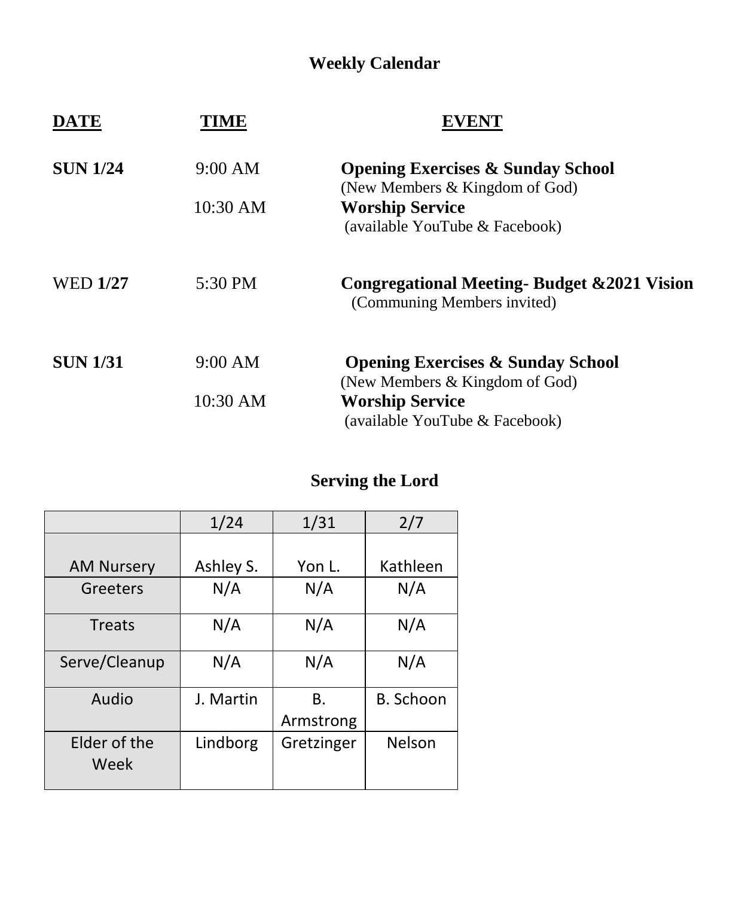## Weekly Calendar

| DATE | TIME | EVENT |
|---|---|---|
| **SUN 1/24** | 9:00 AM | **Opening Exercises & Sunday School** (New Members & Kingdom of God) |
| | 10:30 AM | **Worship Service** (available YouTube & Facebook) |
| WED **1/27** | 5:30 PM | **Congregational Meeting- Budget &2021 Vision** (Communing Members invited) |
| **SUN 1/31** | 9:00 AM | **Opening Exercises & Sunday School** (New Members & Kingdom of God) |
| | 10:30 AM | **Worship Service** (available YouTube & Facebook) |

## Serving the Lord

| | 1/24 | 1/31 | 2/7 |
|---|---|---|---|
| AM Nursery | Ashley S. | Yon L. | Kathleen |
| Greeters | N/A | N/A | N/A |
| Treats | N/A | N/A | N/A |
| Serve/Cleanup | N/A | N/A | N/A |
| Audio | J. Martin | B. Armstrong | B. Schoon |
| Elder of the Week | Lindborg | Gretzinger | Nelson |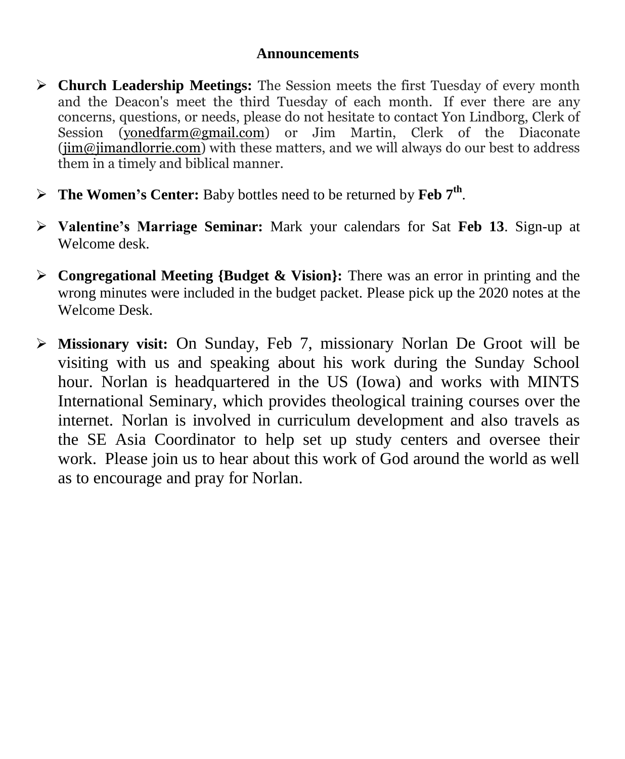**Announcements**

- **Church Leadership Meetings:** The Session meets the first Tuesday of every month and the Deacon's meet the third Tuesday of each month. If ever there are any concerns, questions, or needs, please do not hesitate to contact Yon Lindborg, Clerk of Session (yonedfarm@gmail.com) or Jim Martin, Clerk of the Diaconate (jim@jimandlorrie.com) with these matters, and we will always do our best to address them in a timely and biblical manner.

- **The Women's Center:** Baby bottles need to be returned by **Feb 7th**.

- **Valentine's Marriage Seminar:** Mark your calendars for Sat **Feb 13**. Sign-up at Welcome desk.

- **Congregational Meeting {Budget & Vision}:** There was an error in printing and the wrong minutes were included in the budget packet. Please pick up the 2020 notes at the Welcome Desk.

- **Missionary visit:** On Sunday, Feb 7, missionary Norlan De Groot will be visiting with us and speaking about his work during the Sunday School hour. Norlan is headquartered in the US (Iowa) and works with MINTS International Seminary, which provides theological training courses over the internet. Norlan is involved in curriculum development and also travels as the SE Asia Coordinator to help set up study centers and oversee their work. Please join us to hear about this work of God around the world as well as to encourage and pray for Norlan.